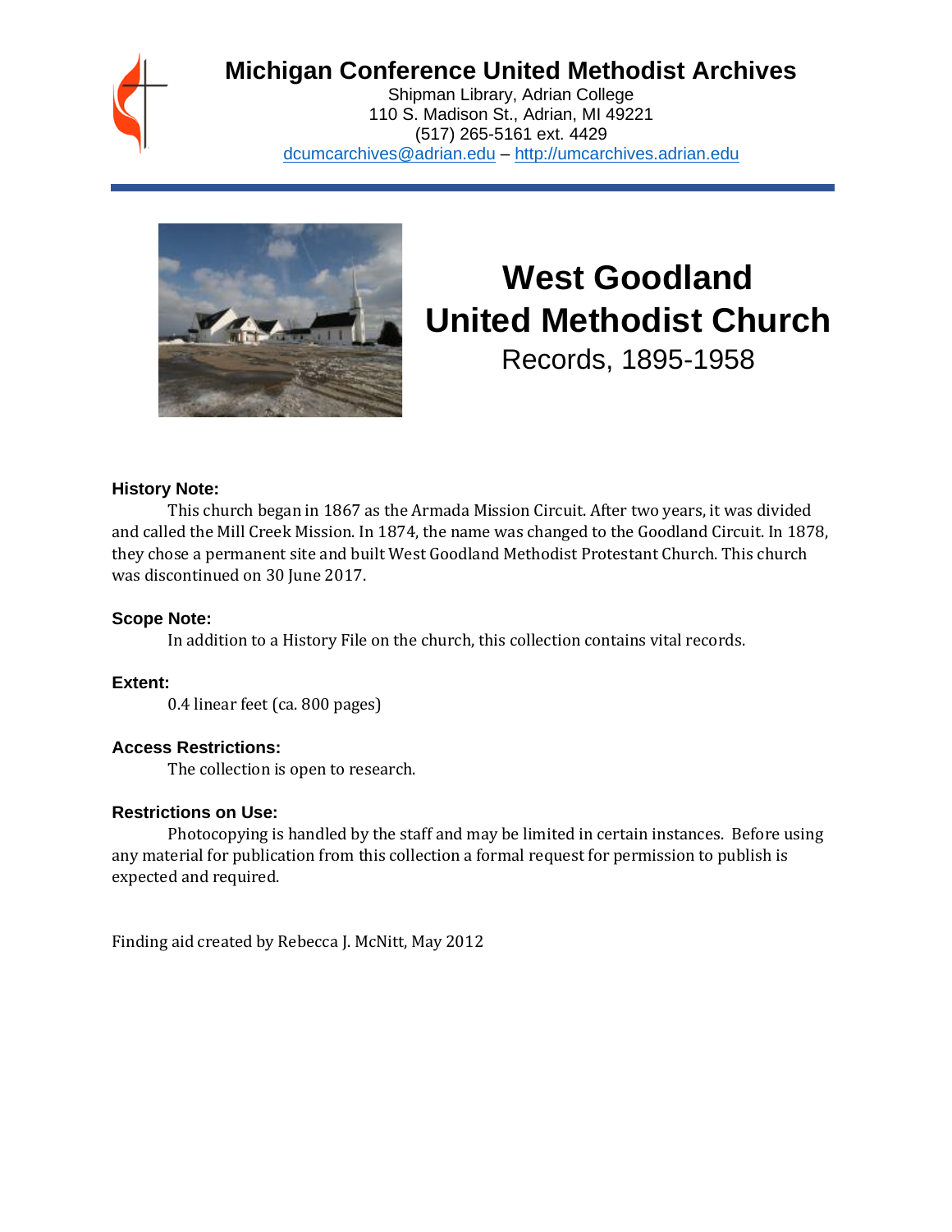# Michigan Conference United Methodist Archives

Shipman Library, Adrian College
110 S. Madison St., Adrian, MI 49221
(517) 265-5161 ext. 4429
dcumcarchives@adrian.edu – http://umcarchives.adrian.edu

# West Goodland United Methodist Church

## Records, 1895-1958

### History Note:

This church began in 1867 as the Armada Mission Circuit. After two years, it was divided and called the Mill Creek Mission. In 1874, the name was changed to the Goodland Circuit. In 1878, they chose a permanent site and built West Goodland Methodist Protestant Church. This church was discontinued on 30 June 2017.

### Scope Note:

In addition to a History File on the church, this collection contains vital records.

### Extent:

0.4 linear feet (ca. 800 pages)

### Access Restrictions:

The collection is open to research.

### Restrictions on Use:

Photocopying is handled by the staff and may be limited in certain instances. Before using any material for publication from this collection a formal request for permission to publish is expected and required.

Finding aid created by Rebecca J. McNitt, May 2012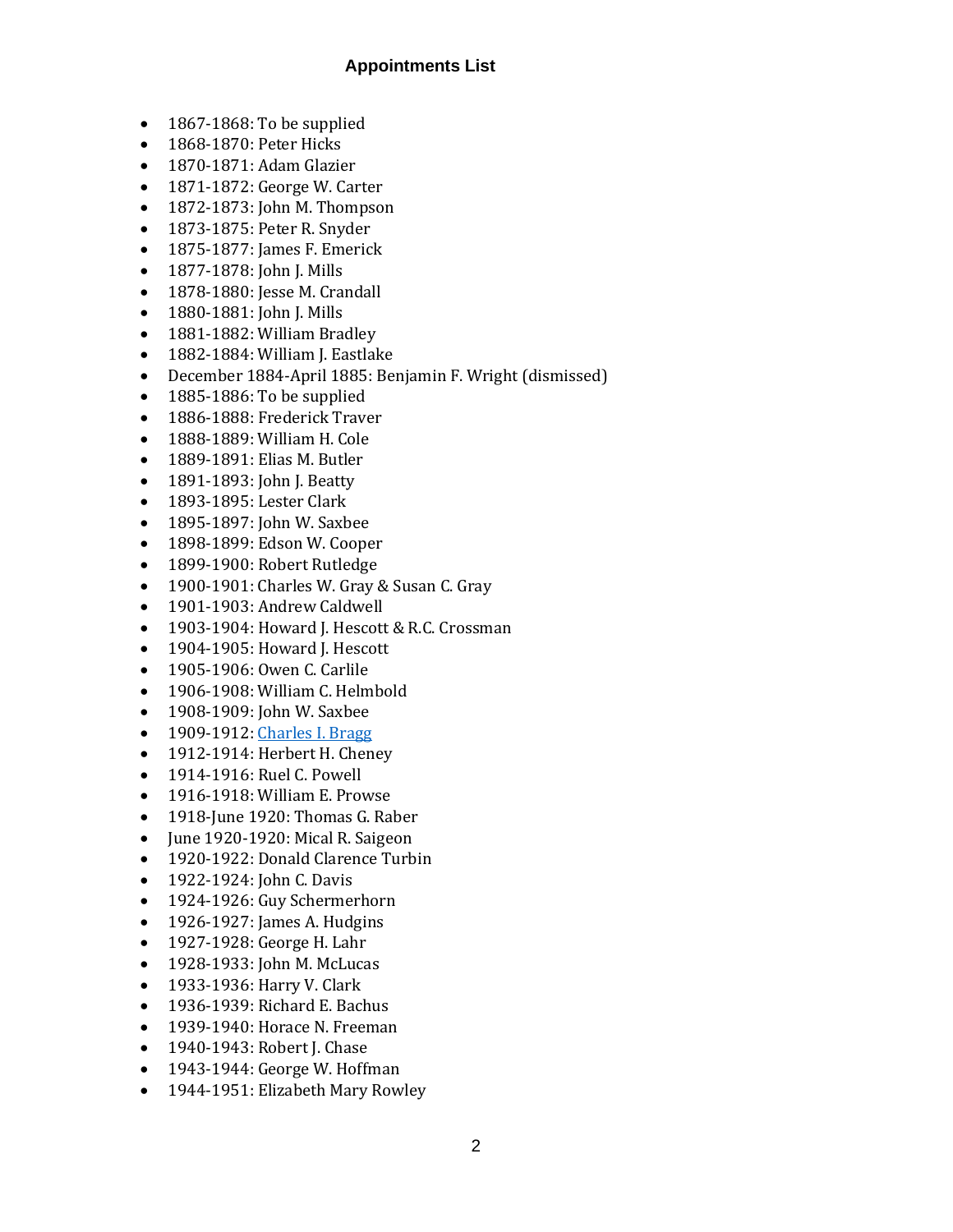# Appointments List

- 1867-1868: To be supplied
- 1868-1870: Peter Hicks
- 1870-1871: Adam Glazier
- 1871-1872: George W. Carter
- 1872-1873: John M. Thompson
- 1873-1875: Peter R. Snyder
- 1875-1877: James F. Emerick
- 1877-1878: John J. Mills
- 1878-1880: Jesse M. Crandall
- 1880-1881: John J. Mills
- 1881-1882: William Bradley
- 1882-1884: William J. Eastlake
- December 1884-April 1885: Benjamin F. Wright (dismissed)
- 1885-1886: To be supplied
- 1886-1888: Frederick Traver
- 1888-1889: William H. Cole
- 1889-1891: Elias M. Butler
- 1891-1893: John J. Beatty
- 1893-1895: Lester Clark
- 1895-1897: John W. Saxbee
- 1898-1899: Edson W. Cooper
- 1899-1900: Robert Rutledge
- 1900-1901: Charles W. Gray & Susan C. Gray
- 1901-1903: Andrew Caldwell
- 1903-1904: Howard J. Hescott & R.C. Crossman
- 1904-1905: Howard J. Hescott
- 1905-1906: Owen C. Carlile
- 1906-1908: William C. Helmbold
- 1908-1909: John W. Saxbee
- 1909-1912: Charles I. Bragg
- 1912-1914: Herbert H. Cheney
- 1914-1916: Ruel C. Powell
- 1916-1918: William E. Prowse
- 1918-June 1920: Thomas G. Raber
- June 1920-1920: Mical R. Saigeon
- 1920-1922: Donald Clarence Turbin
- 1922-1924: John C. Davis
- 1924-1926: Guy Schermerhorn
- 1926-1927: James A. Hudgins
- 1927-1928: George H. Lahr
- 1928-1933: John M. McLucas
- 1933-1936: Harry V. Clark
- 1936-1939: Richard E. Bachus
- 1939-1940: Horace N. Freeman
- 1940-1943: Robert J. Chase
- 1943-1944: George W. Hoffman
- 1944-1951: Elizabeth Mary Rowley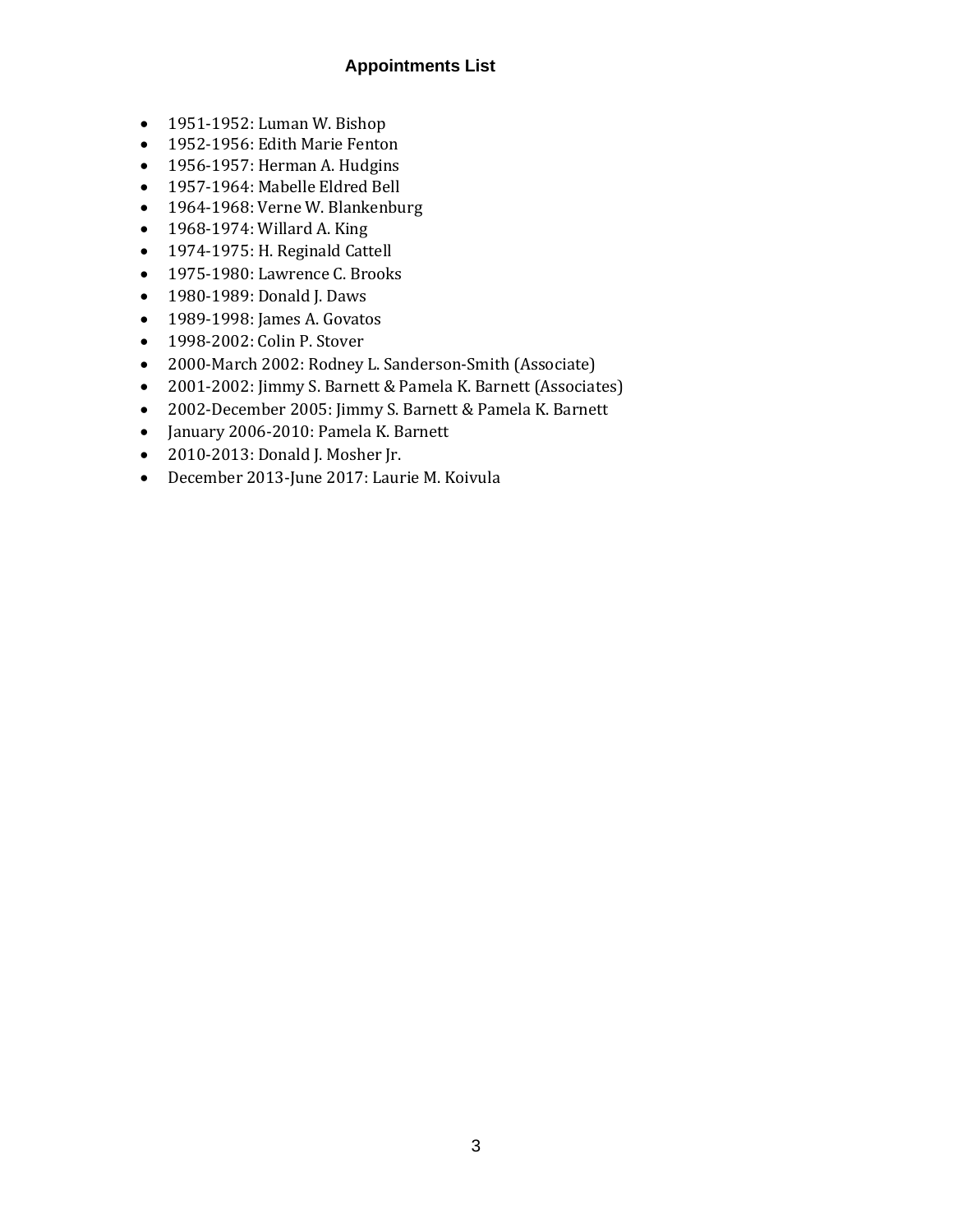# Appointments List

- 1951-1952: Luman W. Bishop
- 1952-1956: Edith Marie Fenton
- 1956-1957: Herman A. Hudgins
- 1957-1964: Mabelle Eldred Bell
- 1964-1968: Verne W. Blankenburg
- 1968-1974: Willard A. King
- 1974-1975: H. Reginald Cattell
- 1975-1980: Lawrence C. Brooks
- 1980-1989: Donald J. Daws
- 1989-1998: James A. Govatos
- 1998-2002: Colin P. Stover
- 2000-March 2002: Rodney L. Sanderson-Smith (Associate)
- 2001-2002: Jimmy S. Barnett & Pamela K. Barnett (Associates)
- 2002-December 2005: Jimmy S. Barnett & Pamela K. Barnett
- January 2006-2010: Pamela K. Barnett
- 2010-2013: Donald J. Mosher Jr.
- December 2013-June 2017: Laurie M. Koivula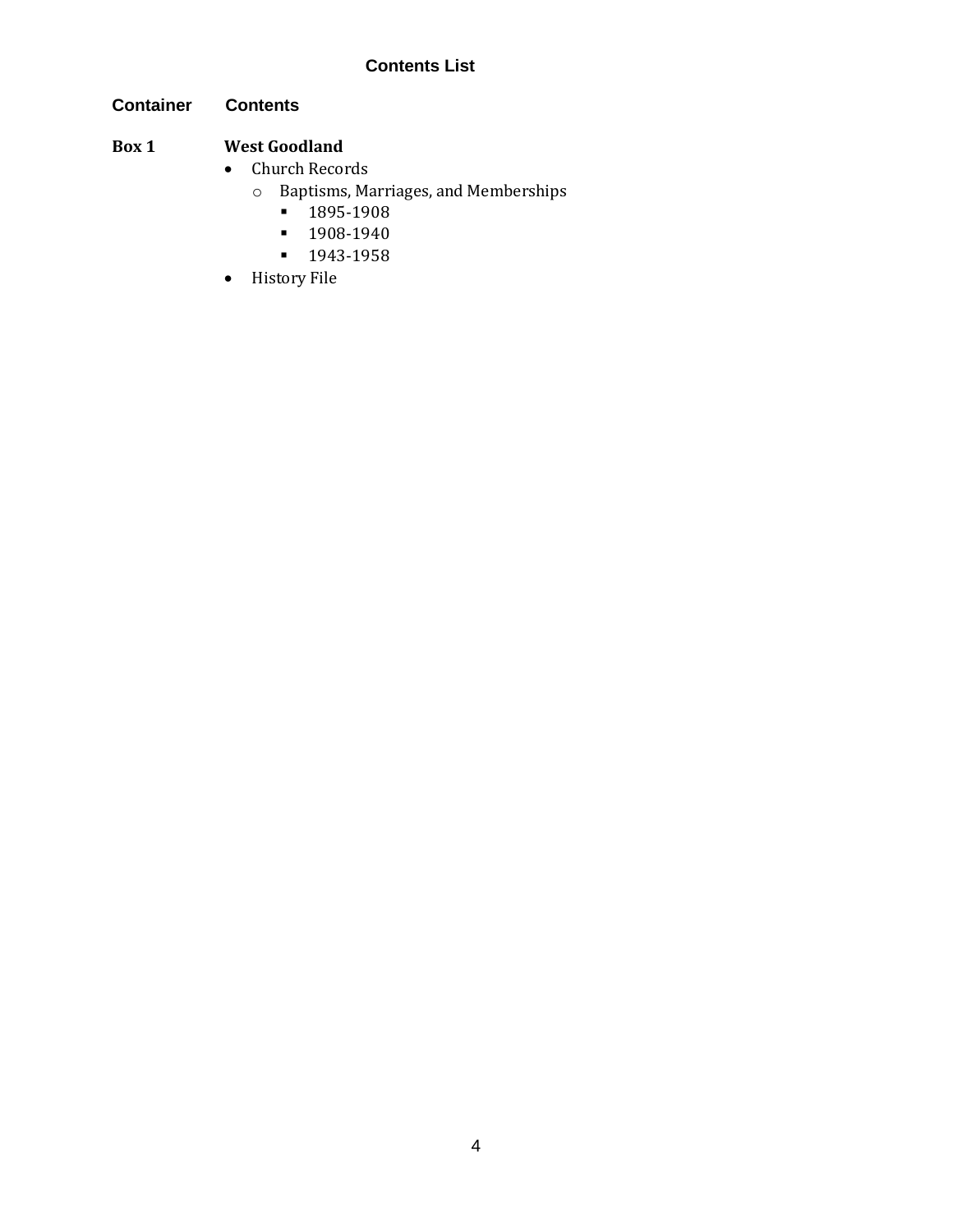## Contents List

**Container** **Contents**

**Box 1** **West Goodland**

- Church Records
  - Baptisms, Marriages, and Memberships
    - 1895-1908
    - 1908-1940
    - 1943-1958
- History File